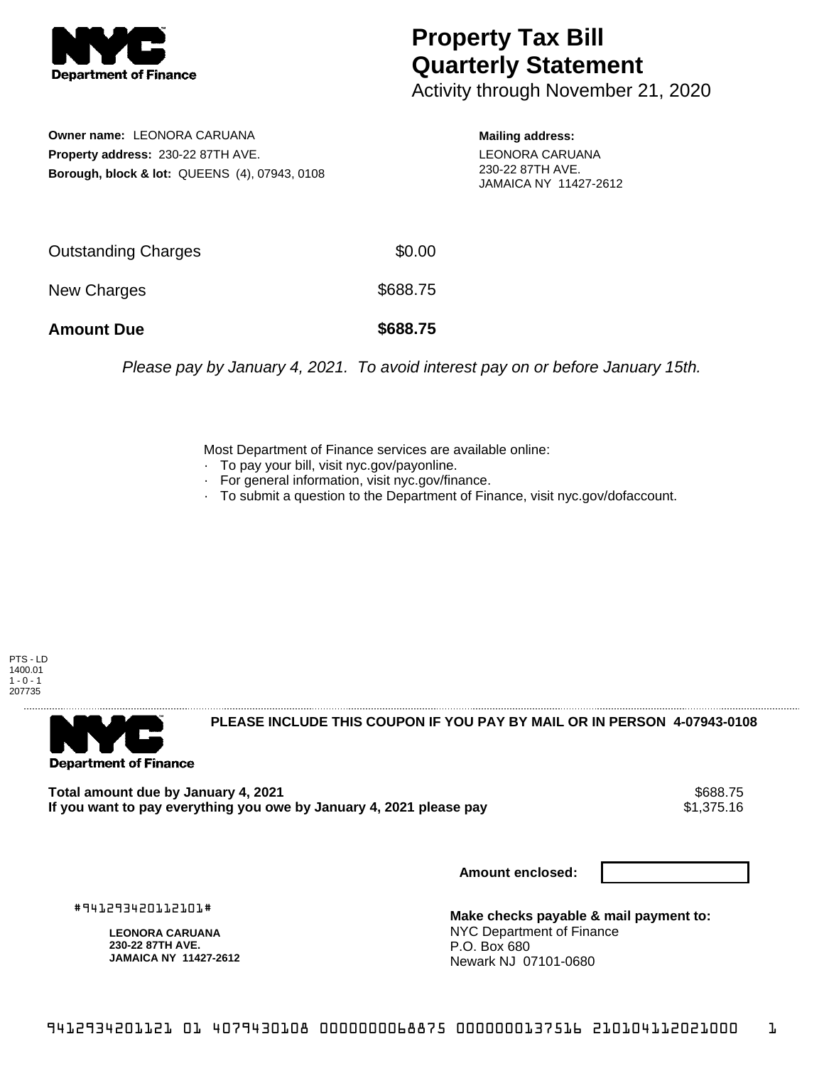# Property Tax Bill Quarterly Statement

Activity through November 21, 2020

**Owner name:** LEONORA CARUANA
**Property address:** 230-22 87TH AVE.
**Borough, block & lot:** QUEENS (4), 07943, 0108

**Mailing address:**
LEONORA CARUANA
230-22 87TH AVE.
JAMAICA NY 11427-2612

| | |
|---|---|
| Outstanding Charges | $0.00 |
| New Charges | $688.75 |
| **Amount Due** | **$688.75** |

*Please pay by January 4, 2021. To avoid interest pay on or before January 15th.*

Most Department of Finance services are available online:
- To pay your bill, visit nyc.gov/payonline.
- For general information, visit nyc.gov/finance.
- To submit a question to the Department of Finance, visit nyc.gov/dofaccount.

PTS - LD
1400.01
1 - 0 - 1
207735

**PLEASE INCLUDE THIS COUPON IF YOU PAY BY MAIL OR IN PERSON 4-07943-0108**

| | |
|---|---|
| **Total amount due by January 4, 2021** | $688.75 |
| **If you want to pay everything you owe by January 4, 2021 please pay** | $1,375.16 |

**Amount enclosed:**

#941293420112101#

**LEONORA CARUANA**
**230-22 87TH AVE.**
**JAMAICA NY 11427-2612**

**Make checks payable & mail payment to:**
NYC Department of Finance
P.O. Box 680
Newark NJ 07101-0680

9412934201121 01 4079430108 0000000068875 0000000137516 210104112021000 1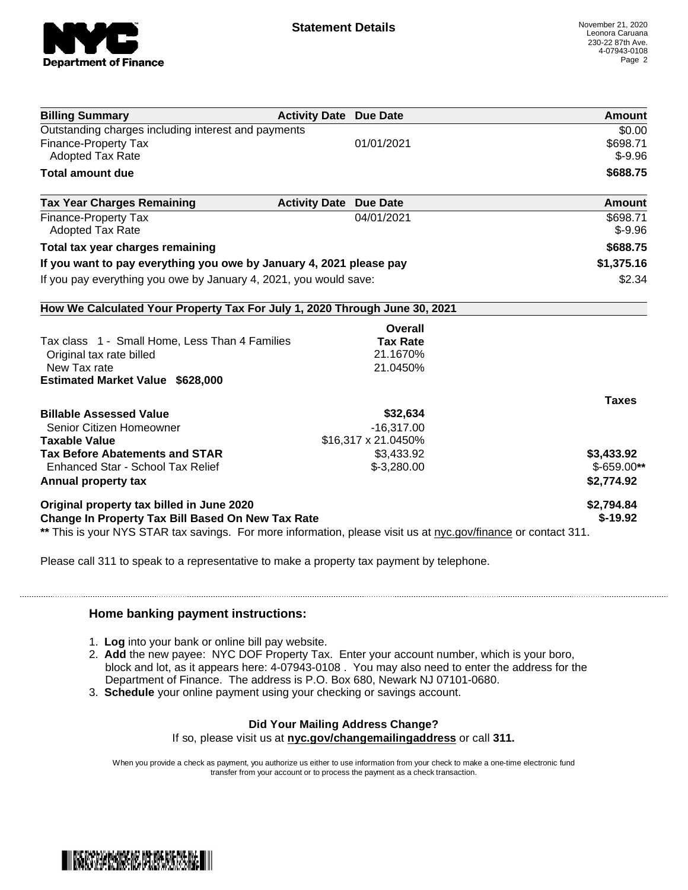# Statement Details

November 21, 2020
Leonora Caruana
230-22 87th Ave.
4-07943-0108

| Billing Summary | Activity Date | Due Date | Amount |
| --- | --- | --- | --- |
| Outstanding charges including interest and payments | | | $0.00 |
| Finance-Property Tax | | 01/01/2021 | $698.71 |
| Adopted Tax Rate | | | $-9.96 |
| **Total amount due** | | | **$688.75** |

| Tax Year Charges Remaining | Activity Date | Due Date | Amount |
| --- | --- | --- | --- |
| Finance-Property Tax | | 04/01/2021 | $698.71 |
| Adopted Tax Rate | | | $-9.96 |
| **Total tax year charges remaining** | | | **$688.75** |
| **If you want to pay everything you owe by January 4, 2021 please pay** | | | **$1,375.16** |
| If you pay everything you owe by January 4, 2021, you would save: | | | $2.34 |

**How We Calculated Your Property Tax For July 1, 2020 Through June 30, 2021**

| | Overall Tax Rate | Taxes |
| --- | --- | --- |
| Tax class 1 - Small Home, Less Than 4 Families | | |
| Original tax rate billed | 21.1670% | |
| New Tax rate | 21.0450% | |
| **Estimated Market Value $628,000** | | |
| **Billable Assessed Value** | **$32,634** | |
| Senior Citizen Homeowner | -16,317.00 | |
| **Taxable Value** | $16,317 x 21.0450% | |
| **Tax Before Abatements and STAR** | $3,433.92 | **$3,433.92** |
| Enhanced Star - School Tax Relief | $-3,280.00 | $-659.00** |
| **Annual property tax** | | **$2,774.92** |
| **Original property tax billed in June 2020** | | **$2,794.84** |
| **Change In Property Tax Bill Based On New Tax Rate** | | **$-19.92** |

** This is your NYS STAR tax savings. For more information, please visit us at nyc.gov/finance or contact 311.

Please call 311 to speak to a representative to make a property tax payment by telephone.

### Home banking payment instructions:

1. **Log** into your bank or online bill pay website.
2. **Add** the new payee: NYC DOF Property Tax. Enter your account number, which is your boro, block and lot, as it appears here: 4-07943-0108 . You may also need to enter the address for the Department of Finance. The address is P.O. Box 680, Newark NJ 07101-0680.
3. **Schedule** your online payment using your checking or savings account.

**Did Your Mailing Address Change?**
If so, please visit us at **nyc.gov/changemailingaddress** or call **311.**

When you provide a check as payment, you authorize us either to use information from your check to make a one-time electronic fund transfer from your account or to process the payment as a check transaction.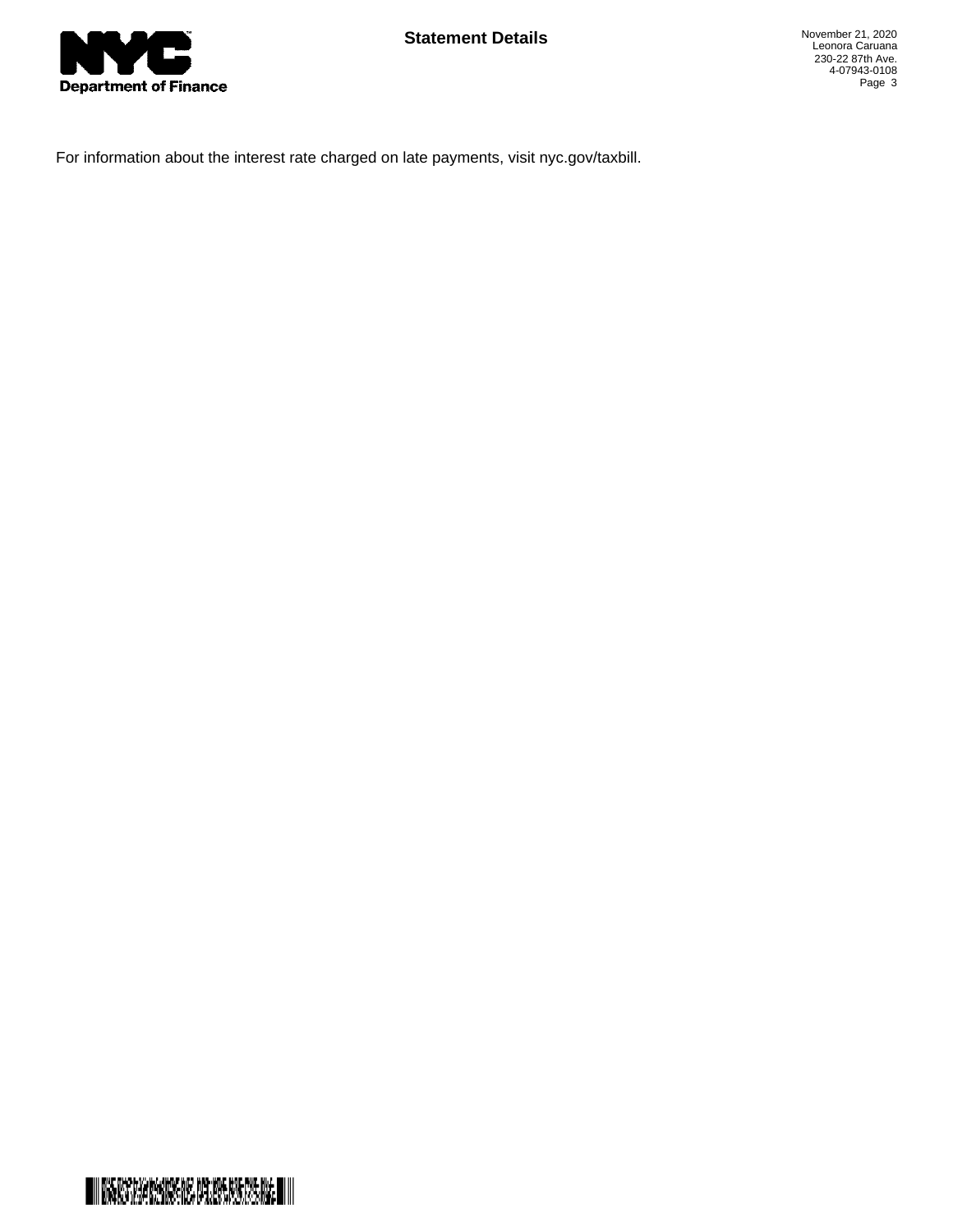For information about the interest rate charged on late payments, visit nyc.gov/taxbill.